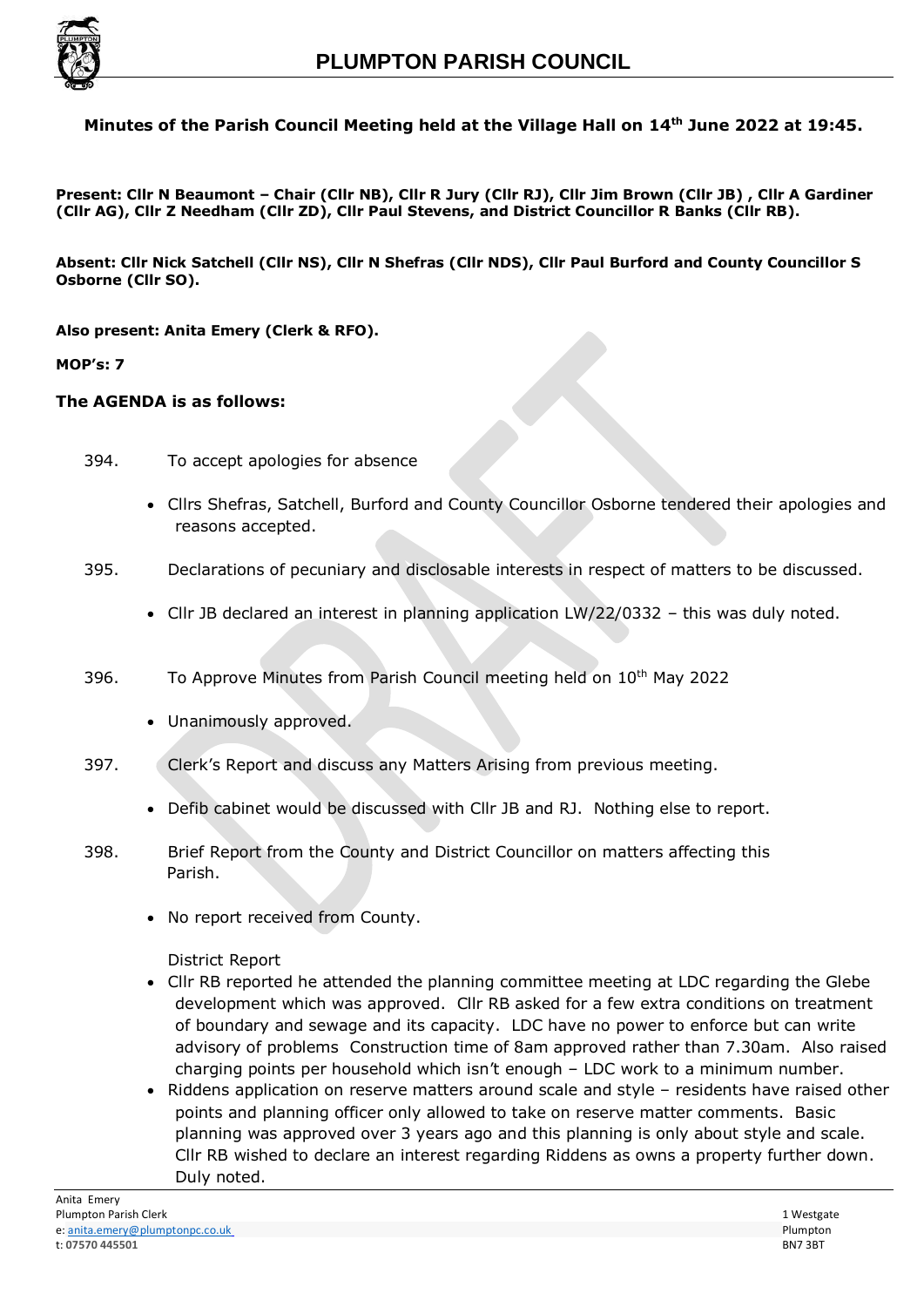# PLUMPTON PARISH COUNCIL

**Minutes of the Parish Council Meeting held at the Village Hall on 14th June 2022 at 19:45.**

**Present: Cllr N Beaumont – Chair (Cllr NB), Cllr R Jury (Cllr RJ), Cllr Jim Brown (Cllr JB) , Cllr A Gardiner (Cllr AG), Cllr Z Needham (Cllr ZD), Cllr Paul Stevens, and District Councillor R Banks (Cllr RB).**

**Absent: Cllr Nick Satchell (Cllr NS), Cllr N Shefras (Cllr NDS), Cllr Paul Burford and County Councillor S Osborne (Cllr SO).**

**Also present: Anita Emery (Clerk & RFO).**

**MOP's: 7**

**The AGENDA is as follows:**

394. To accept apologies for absence

- Cllrs Shefras, Satchell, Burford and County Councillor Osborne tendered their apologies and reasons accepted.

395. Declarations of pecuniary and disclosable interests in respect of matters to be discussed.

- Cllr JB declared an interest in planning application LW/22/0332 – this was duly noted.

396. To Approve Minutes from Parish Council meeting held on 10th May 2022

- Unanimously approved.

397. Clerk's Report and discuss any Matters Arising from previous meeting.

- Defib cabinet would be discussed with Cllr JB and RJ. Nothing else to report.

398. Brief Report from the County and District Councillor on matters affecting this Parish.

- No report received from County.

District Report

- Cllr RB reported he attended the planning committee meeting at LDC regarding the Glebe development which was approved. Cllr RB asked for a few extra conditions on treatment of boundary and sewage and its capacity. LDC have no power to enforce but can write advisory of problems Construction time of 8am approved rather than 7.30am. Also raised charging points per household which isn't enough – LDC work to a minimum number.
- Riddens application on reserve matters around scale and style – residents have raised other points and planning officer only allowed to take on reserve matter comments. Basic planning was approved over 3 years ago and this planning is only about style and scale. Cllr RB wished to declare an interest regarding Riddens as owns a property further down. Duly noted.

Anita Emery
Plumpton Parish Clerk
e: anita.emery@plumptonpc.co.uk
t: 07570 445501

1 Westgate
Plumpton
BN7 3BT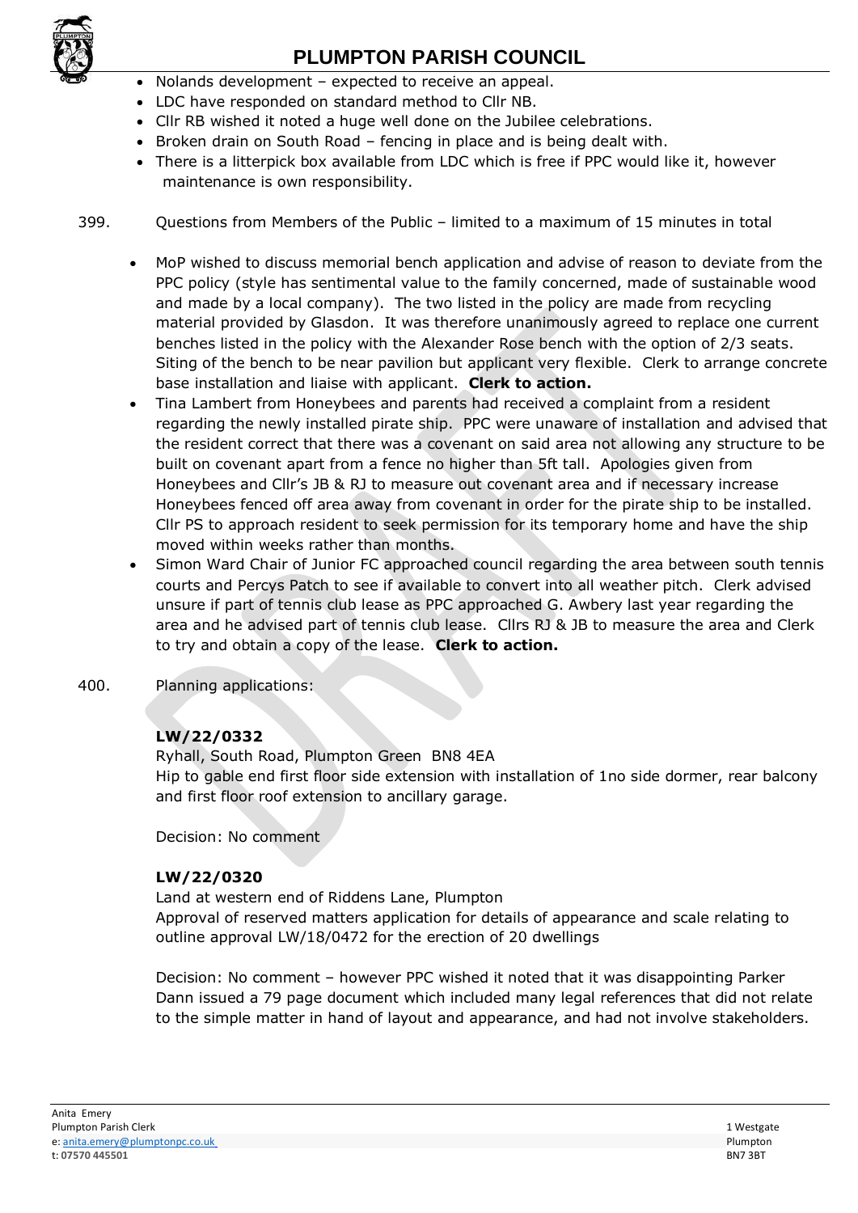- Nolands development – expected to receive an appeal.
- LDC have responded on standard method to Cllr NB.
- Cllr RB wished it noted a huge well done on the Jubilee celebrations.
- Broken drain on South Road – fencing in place and is being dealt with.
- There is a litterpick box available from LDC which is free if PPC would like it, however maintenance is own responsibility.

399. Questions from Members of the Public – limited to a maximum of 15 minutes in total

- MoP wished to discuss memorial bench application and advise of reason to deviate from the PPC policy (style has sentimental value to the family concerned, made of sustainable wood and made by a local company). The two listed in the policy are made from recycling material provided by Glasdon. It was therefore unanimously agreed to replace one current benches listed in the policy with the Alexander Rose bench with the option of 2/3 seats. Siting of the bench to be near pavilion but applicant very flexible. Clerk to arrange concrete base installation and liaise with applicant. **Clerk to action.**
- Tina Lambert from Honeybees and parents had received a complaint from a resident regarding the newly installed pirate ship. PPC were unaware of installation and advised that the resident correct that there was a covenant on said area not allowing any structure to be built on covenant apart from a fence no higher than 5ft tall. Apologies given from Honeybees and Cllr's JB & RJ to measure out covenant area and if necessary increase Honeybees fenced off area away from covenant in order for the pirate ship to be installed. Cllr PS to approach resident to seek permission for its temporary home and have the ship moved within weeks rather than months.
- Simon Ward Chair of Junior FC approached council regarding the area between south tennis courts and Percys Patch to see if available to convert into all weather pitch. Clerk advised unsure if part of tennis club lease as PPC approached G. Awbery last year regarding the area and he advised part of tennis club lease. Cllrs RJ & JB to measure the area and Clerk to try and obtain a copy of the lease. **Clerk to action.**

400. Planning applications:

**LW/22/0332**
Ryhall, South Road, Plumpton Green BN8 4EA
Hip to gable end first floor side extension with installation of 1no side dormer, rear balcony and first floor roof extension to ancillary garage.

Decision: No comment

**LW/22/0320**
Land at western end of Riddens Lane, Plumpton
Approval of reserved matters application for details of appearance and scale relating to outline approval LW/18/0472 for the erection of 20 dwellings

Decision: No comment – however PPC wished it noted that it was disappointing Parker Dann issued a 79 page document which included many legal references that did not relate to the simple matter in hand of layout and appearance, and had not involve stakeholders.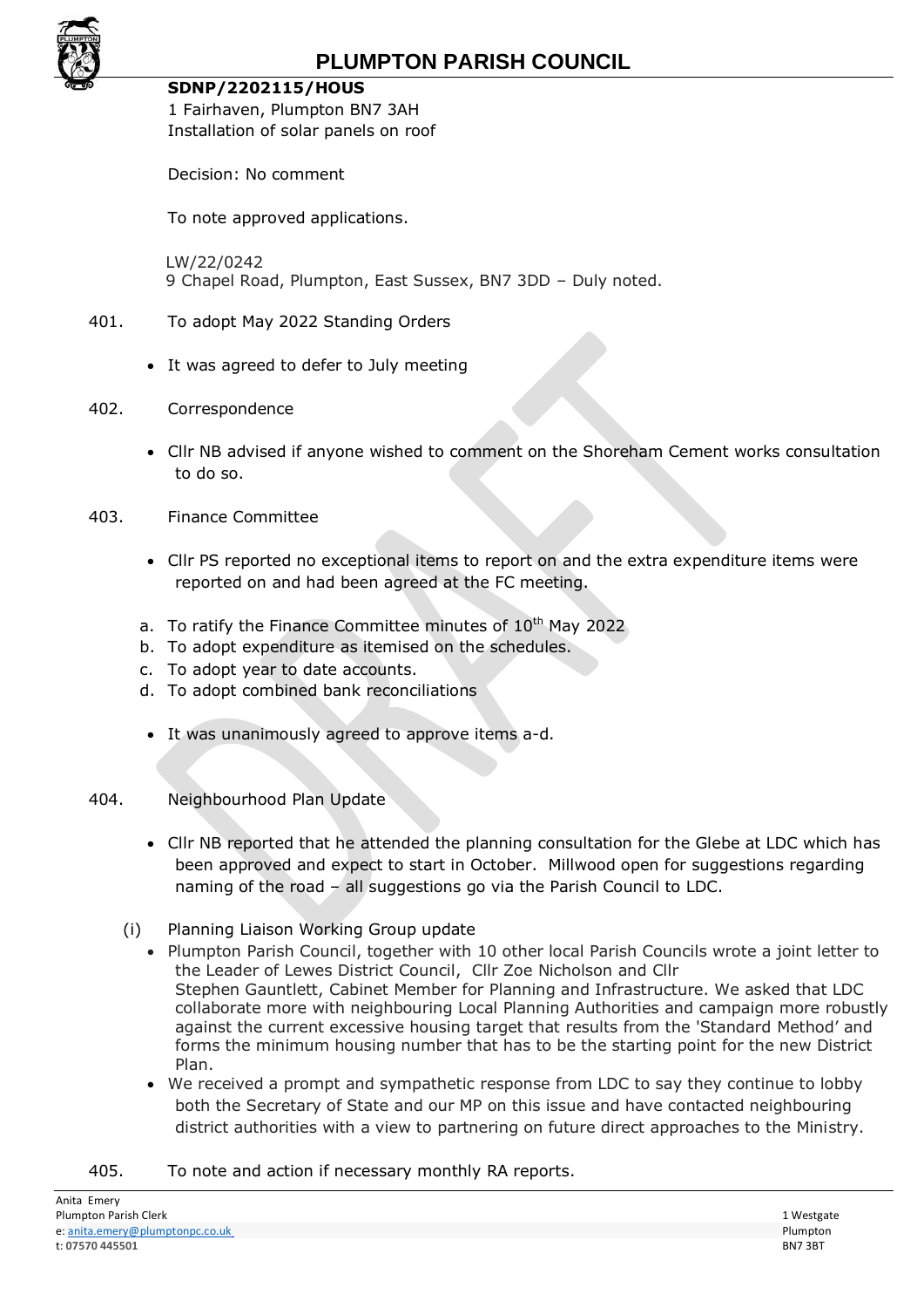**SDNP/2202115/HOUS**
1 Fairhaven, Plumpton BN7 3AH
Installation of solar panels on roof

Decision: No comment

To note approved applications.

LW/22/0242
9 Chapel Road, Plumpton, East Sussex, BN7 3DD – Duly noted.

401. To adopt May 2022 Standing Orders

- It was agreed to defer to July meeting

402. Correspondence

- Cllr NB advised if anyone wished to comment on the Shoreham Cement works consultation to do so.

403. Finance Committee

- Cllr PS reported no exceptional items to report on and the extra expenditure items were reported on and had been agreed at the FC meeting.

a. To ratify the Finance Committee minutes of 10th May 2022
b. To adopt expenditure as itemised on the schedules.
c. To adopt year to date accounts.
d. To adopt combined bank reconciliations

- It was unanimously agreed to approve items a-d.

404. Neighbourhood Plan Update

- Cllr NB reported that he attended the planning consultation for the Glebe at LDC which has been approved and expect to start in October. Millwood open for suggestions regarding naming of the road – all suggestions go via the Parish Council to LDC.

(i) Planning Liaison Working Group update

- Plumpton Parish Council, together with 10 other local Parish Councils wrote a joint letter to the Leader of Lewes District Council, Cllr Zoe Nicholson and Cllr Stephen Gauntlett, Cabinet Member for Planning and Infrastructure. We asked that LDC collaborate more with neighbouring Local Planning Authorities and campaign more robustly against the current excessive housing target that results from the 'Standard Method' and forms the minimum housing number that has to be the starting point for the new District Plan.
- We received a prompt and sympathetic response from LDC to say they continue to lobby both the Secretary of State and our MP on this issue and have contacted neighbouring district authorities with a view to partnering on future direct approaches to the Ministry.

405. To note and action if necessary monthly RA reports.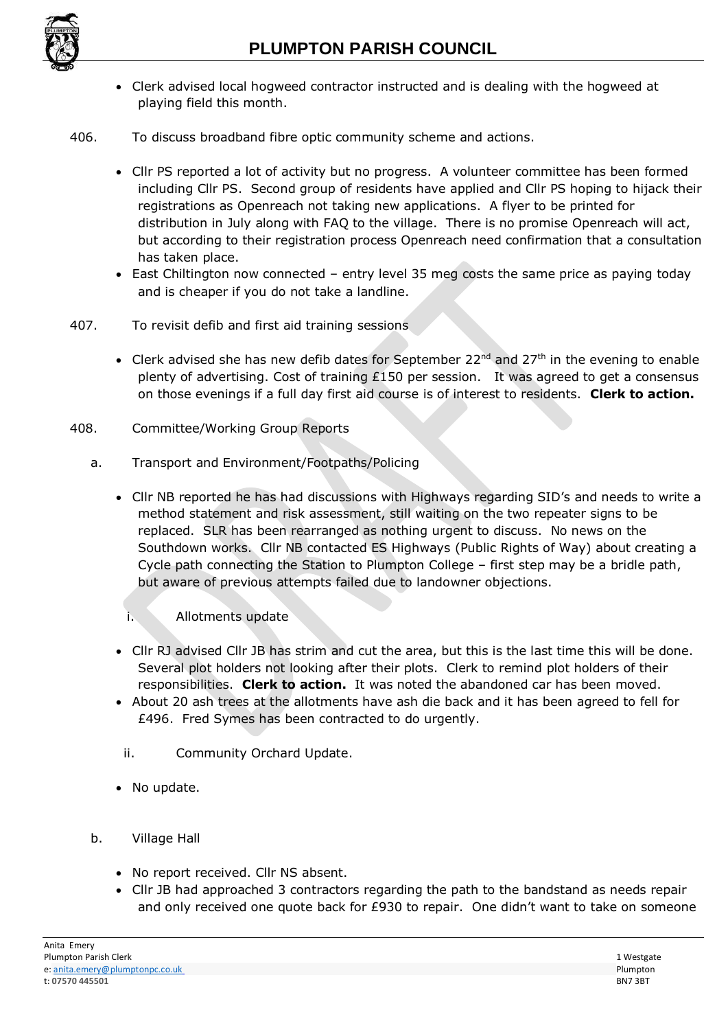- Clerk advised local hogweed contractor instructed and is dealing with the hogweed at playing field this month.

406. To discuss broadband fibre optic community scheme and actions.

- Cllr PS reported a lot of activity but no progress. A volunteer committee has been formed including Cllr PS. Second group of residents have applied and Cllr PS hoping to hijack their registrations as Openreach not taking new applications. A flyer to be printed for distribution in July along with FAQ to the village. There is no promise Openreach will act, but according to their registration process Openreach need confirmation that a consultation has taken place.
- East Chiltington now connected – entry level 35 meg costs the same price as paying today and is cheaper if you do not take a landline.

407. To revisit defib and first aid training sessions

- Clerk advised she has new defib dates for September 22nd and 27th in the evening to enable plenty of advertising. Cost of training £150 per session. It was agreed to get a consensus on those evenings if a full day first aid course is of interest to residents. **Clerk to action.**

408. Committee/Working Group Reports

a. Transport and Environment/Footpaths/Policing

- Cllr NB reported he has had discussions with Highways regarding SID's and needs to write a method statement and risk assessment, still waiting on the two repeater signs to be replaced. SLR has been rearranged as nothing urgent to discuss. No news on the Southdown works. Cllr NB contacted ES Highways (Public Rights of Way) about creating a Cycle path connecting the Station to Plumpton College – first step may be a bridle path, but aware of previous attempts failed due to landowner objections.

i. Allotments update

- Cllr RJ advised Cllr JB has strim and cut the area, but this is the last time this will be done. Several plot holders not looking after their plots. Clerk to remind plot holders of their responsibilities. **Clerk to action.** It was noted the abandoned car has been moved.
- About 20 ash trees at the allotments have ash die back and it has been agreed to fell for £496. Fred Symes has been contracted to do urgently.

ii. Community Orchard Update.

- No update.

b. Village Hall

- No report received. Cllr NS absent.
- Cllr JB had approached 3 contractors regarding the path to the bandstand as needs repair and only received one quote back for £930 to repair. One didn't want to take on someone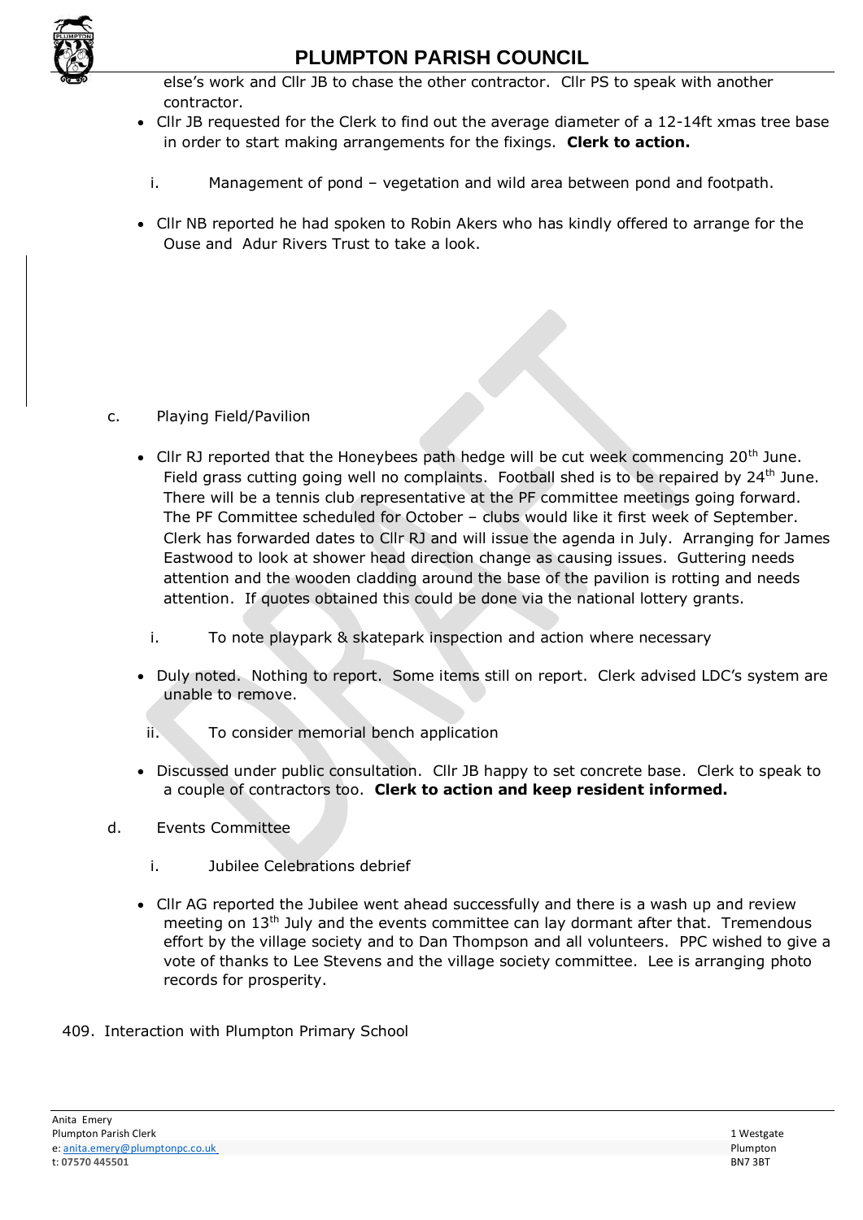else's work and Cllr JB to chase the other contractor. Cllr PS to speak with another contractor.

- Cllr JB requested for the Clerk to find out the average diameter of a 12-14ft xmas tree base in order to start making arrangements for the fixings. **Clerk to action.**

i. Management of pond – vegetation and wild area between pond and footpath.

- Cllr NB reported he had spoken to Robin Akers who has kindly offered to arrange for the Ouse and Adur Rivers Trust to take a look.

c. Playing Field/Pavilion

- Cllr RJ reported that the Honeybees path hedge will be cut week commencing 20th June. Field grass cutting going well no complaints. Football shed is to be repaired by 24th June. There will be a tennis club representative at the PF committee meetings going forward. The PF Committee scheduled for October – clubs would like it first week of September. Clerk has forwarded dates to Cllr RJ and will issue the agenda in July. Arranging for James Eastwood to look at shower head direction change as causing issues. Guttering needs attention and the wooden cladding around the base of the pavilion is rotting and needs attention. If quotes obtained this could be done via the national lottery grants.

i. To note playpark & skatepark inspection and action where necessary

- Duly noted. Nothing to report. Some items still on report. Clerk advised LDC's system are unable to remove.

ii. To consider memorial bench application

- Discussed under public consultation. Cllr JB happy to set concrete base. Clerk to speak to a couple of contractors too. **Clerk to action and keep resident informed.**

d. Events Committee

i. Jubilee Celebrations debrief

- Cllr AG reported the Jubilee went ahead successfully and there is a wash up and review meeting on 13th July and the events committee can lay dormant after that. Tremendous effort by the village society and to Dan Thompson and all volunteers. PPC wished to give a vote of thanks to Lee Stevens and the village society committee. Lee is arranging photo records for prosperity.

409. Interaction with Plumpton Primary School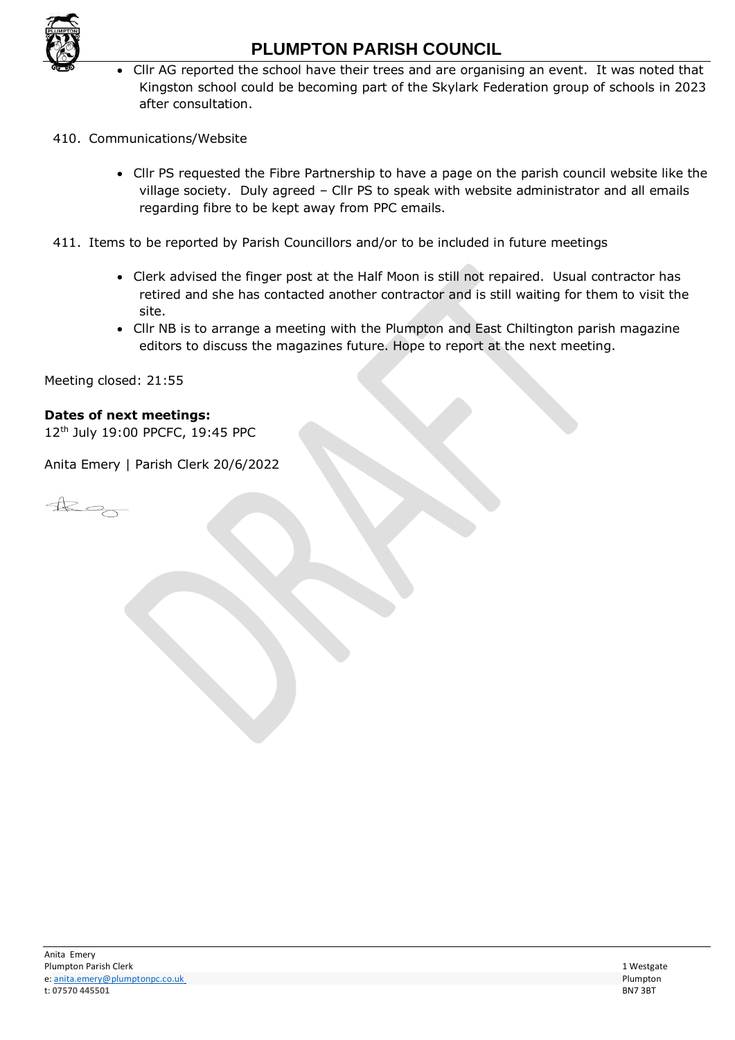- Cllr AG reported the school have their trees and are organising an event. It was noted that Kingston school could be becoming part of the Skylark Federation group of schools in 2023 after consultation.

410. Communications/Website

- Cllr PS requested the Fibre Partnership to have a page on the parish council website like the village society. Duly agreed – Cllr PS to speak with website administrator and all emails regarding fibre to be kept away from PPC emails.

411. Items to be reported by Parish Councillors and/or to be included in future meetings

- Clerk advised the finger post at the Half Moon is still not repaired. Usual contractor has retired and she has contacted another contractor and is still waiting for them to visit the site.
- Cllr NB is to arrange a meeting with the Plumpton and East Chiltington parish magazine editors to discuss the magazines future. Hope to report at the next meeting.

Meeting closed: 21:55

**Dates of next meetings:**
12th July 19:00 PPCFC, 19:45 PPC

Anita Emery | Parish Clerk 20/6/2022

Anita Emery
Plumpton Parish Clerk
e: anita.emery@plumptonpc.co.uk
t: 07570 445501

1 Westgate
Plumpton
BN7 3BT